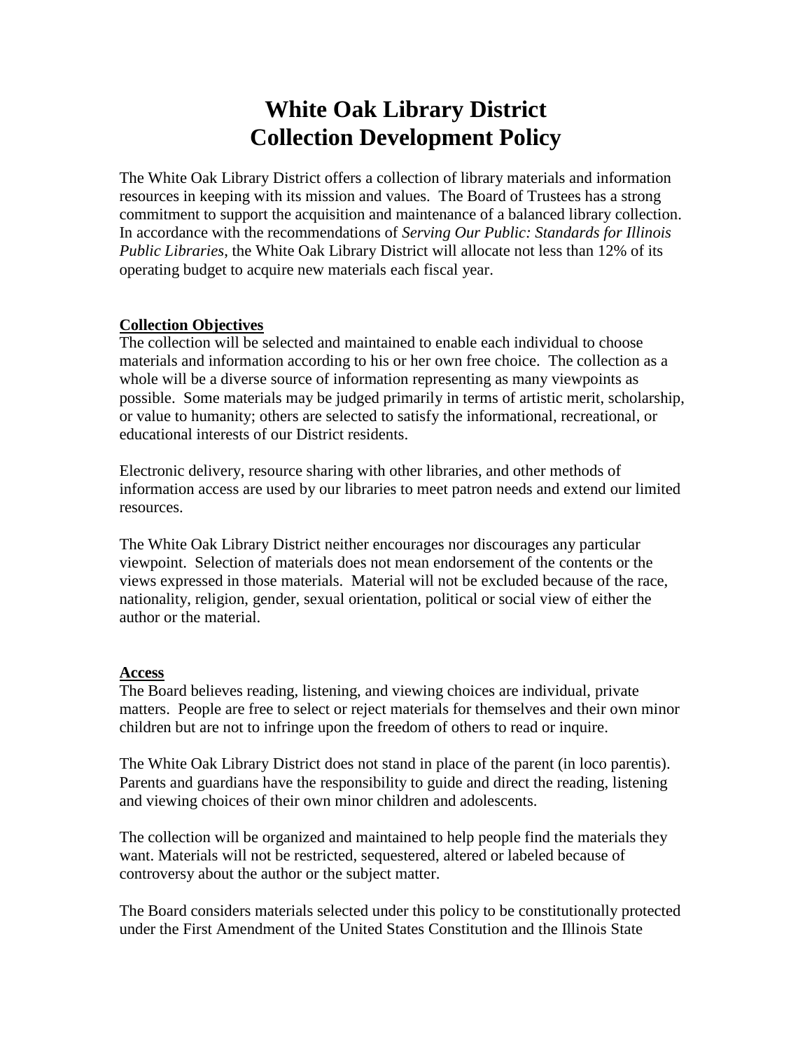# White Oak Library District
# Collection Development Policy

The White Oak Library District offers a collection of library materials and information resources in keeping with its mission and values. The Board of Trustees has a strong commitment to support the acquisition and maintenance of a balanced library collection. In accordance with the recommendations of *Serving Our Public: Standards for Illinois Public Libraries*, the White Oak Library District will allocate not less than 12% of its operating budget to acquire new materials each fiscal year.

## Collection Objectives

The collection will be selected and maintained to enable each individual to choose materials and information according to his or her own free choice. The collection as a whole will be a diverse source of information representing as many viewpoints as possible. Some materials may be judged primarily in terms of artistic merit, scholarship, or value to humanity; others are selected to satisfy the informational, recreational, or educational interests of our District residents.

Electronic delivery, resource sharing with other libraries, and other methods of information access are used by our libraries to meet patron needs and extend our limited resources.

The White Oak Library District neither encourages nor discourages any particular viewpoint. Selection of materials does not mean endorsement of the contents or the views expressed in those materials. Material will not be excluded because of the race, nationality, religion, gender, sexual orientation, political or social view of either the author or the material.

## Access

The Board believes reading, listening, and viewing choices are individual, private matters. People are free to select or reject materials for themselves and their own minor children but are not to infringe upon the freedom of others to read or inquire.

The White Oak Library District does not stand in place of the parent (in loco parentis). Parents and guardians have the responsibility to guide and direct the reading, listening and viewing choices of their own minor children and adolescents.

The collection will be organized and maintained to help people find the materials they want. Materials will not be restricted, sequestered, altered or labeled because of controversy about the author or the subject matter.

The Board considers materials selected under this policy to be constitutionally protected under the First Amendment of the United States Constitution and the Illinois State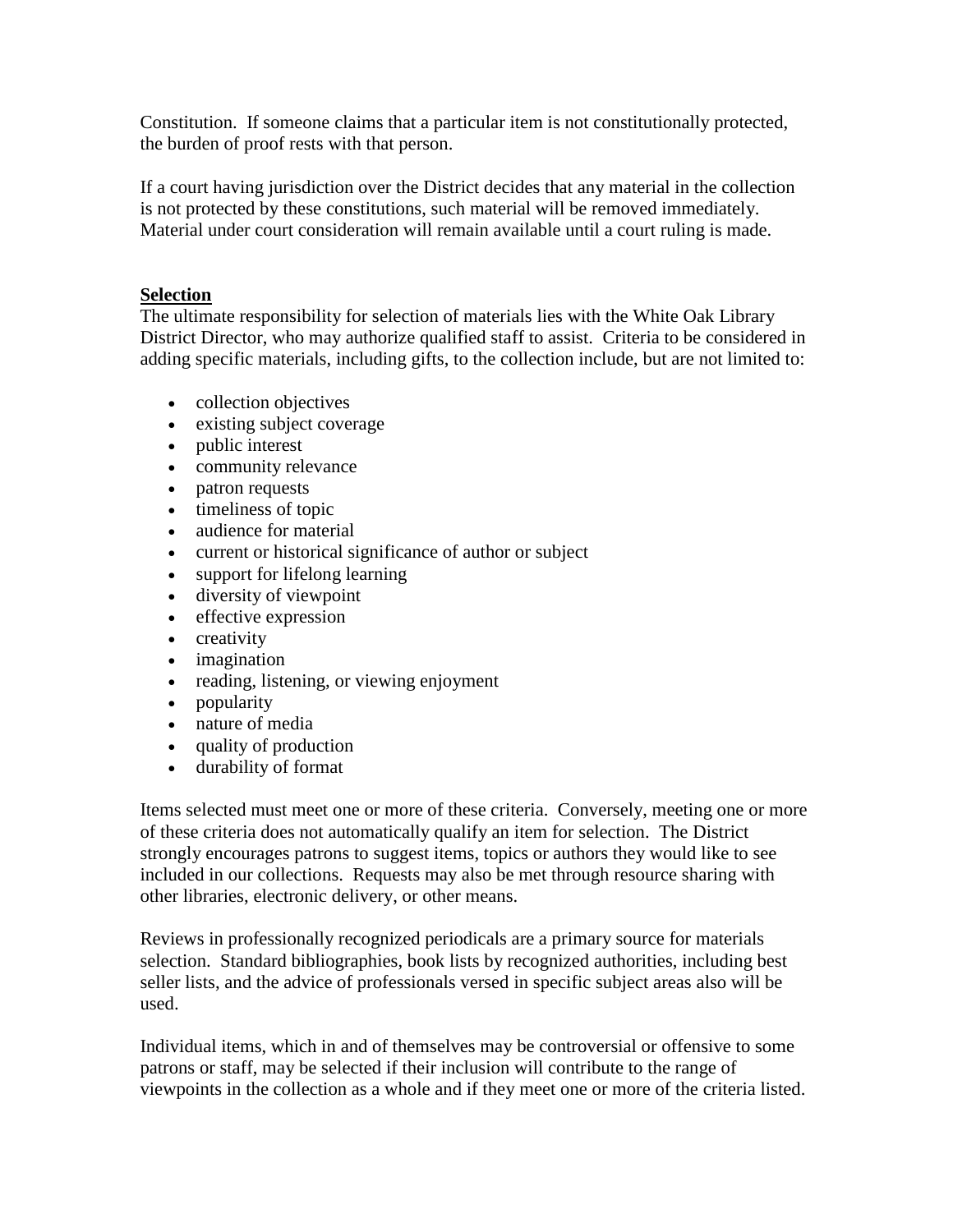Constitution. If someone claims that a particular item is not constitutionally protected, the burden of proof rests with that person.

If a court having jurisdiction over the District decides that any material in the collection is not protected by these constitutions, such material will be removed immediately. Material under court consideration will remain available until a court ruling is made.

## Selection

The ultimate responsibility for selection of materials lies with the White Oak Library District Director, who may authorize qualified staff to assist. Criteria to be considered in adding specific materials, including gifts, to the collection include, but are not limited to:

- collection objectives
- existing subject coverage
- public interest
- community relevance
- patron requests
- timeliness of topic
- audience for material
- current or historical significance of author or subject
- support for lifelong learning
- diversity of viewpoint
- effective expression
- creativity
- imagination
- reading, listening, or viewing enjoyment
- popularity
- nature of media
- quality of production
- durability of format

Items selected must meet one or more of these criteria. Conversely, meeting one or more of these criteria does not automatically qualify an item for selection. The District strongly encourages patrons to suggest items, topics or authors they would like to see included in our collections. Requests may also be met through resource sharing with other libraries, electronic delivery, or other means.

Reviews in professionally recognized periodicals are a primary source for materials selection. Standard bibliographies, book lists by recognized authorities, including best seller lists, and the advice of professionals versed in specific subject areas also will be used.

Individual items, which in and of themselves may be controversial or offensive to some patrons or staff, may be selected if their inclusion will contribute to the range of viewpoints in the collection as a whole and if they meet one or more of the criteria listed.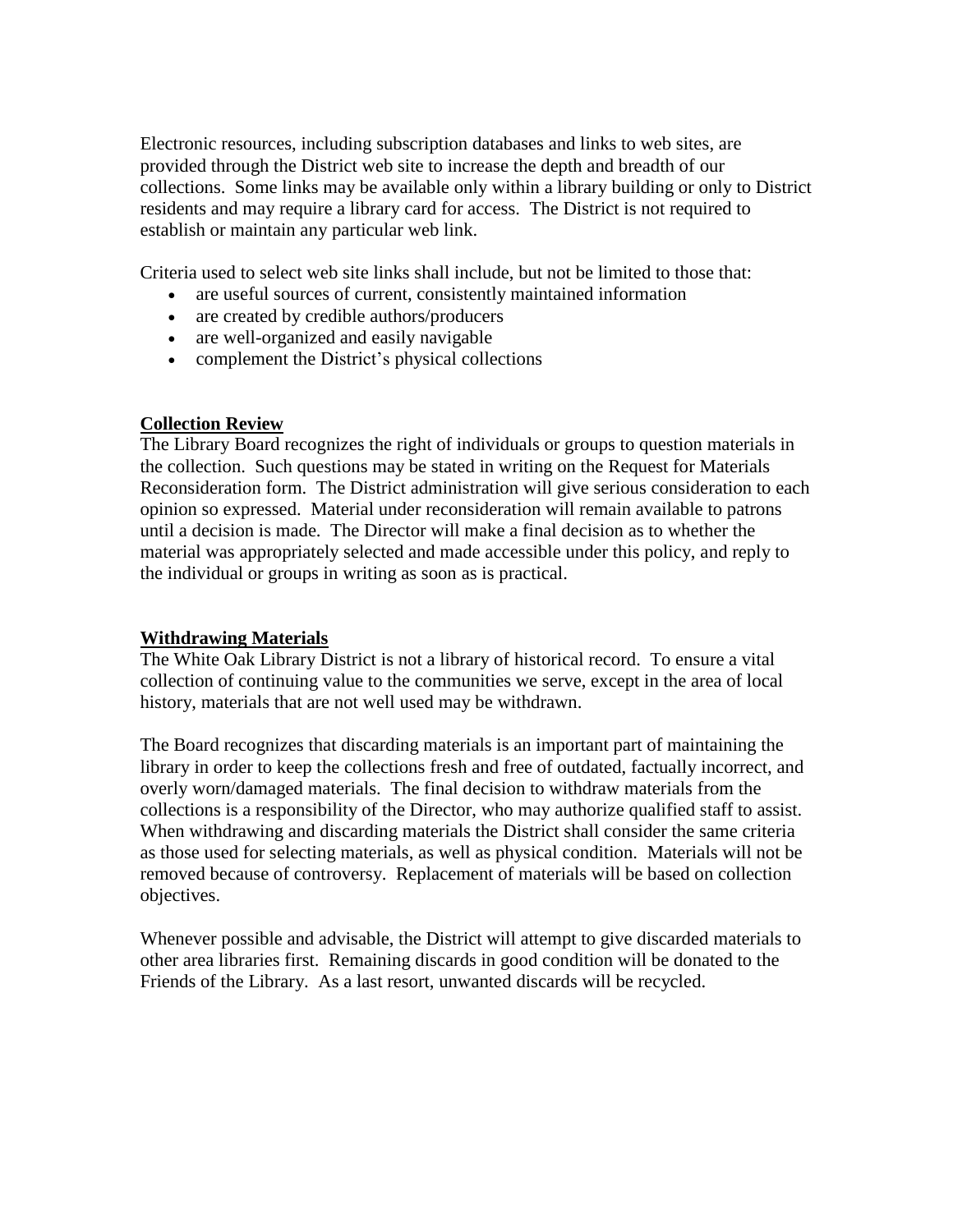Electronic resources, including subscription databases and links to web sites, are provided through the District web site to increase the depth and breadth of our collections. Some links may be available only within a library building or only to District residents and may require a library card for access. The District is not required to establish or maintain any particular web link.

Criteria used to select web site links shall include, but not be limited to those that:

- are useful sources of current, consistently maintained information
- are created by credible authors/producers
- are well-organized and easily navigable
- complement the District's physical collections

## Collection Review

The Library Board recognizes the right of individuals or groups to question materials in the collection. Such questions may be stated in writing on the Request for Materials Reconsideration form. The District administration will give serious consideration to each opinion so expressed. Material under reconsideration will remain available to patrons until a decision is made. The Director will make a final decision as to whether the material was appropriately selected and made accessible under this policy, and reply to the individual or groups in writing as soon as is practical.

## Withdrawing Materials

The White Oak Library District is not a library of historical record. To ensure a vital collection of continuing value to the communities we serve, except in the area of local history, materials that are not well used may be withdrawn.

The Board recognizes that discarding materials is an important part of maintaining the library in order to keep the collections fresh and free of outdated, factually incorrect, and overly worn/damaged materials. The final decision to withdraw materials from the collections is a responsibility of the Director, who may authorize qualified staff to assist. When withdrawing and discarding materials the District shall consider the same criteria as those used for selecting materials, as well as physical condition. Materials will not be removed because of controversy. Replacement of materials will be based on collection objectives.

Whenever possible and advisable, the District will attempt to give discarded materials to other area libraries first. Remaining discards in good condition will be donated to the Friends of the Library. As a last resort, unwanted discards will be recycled.